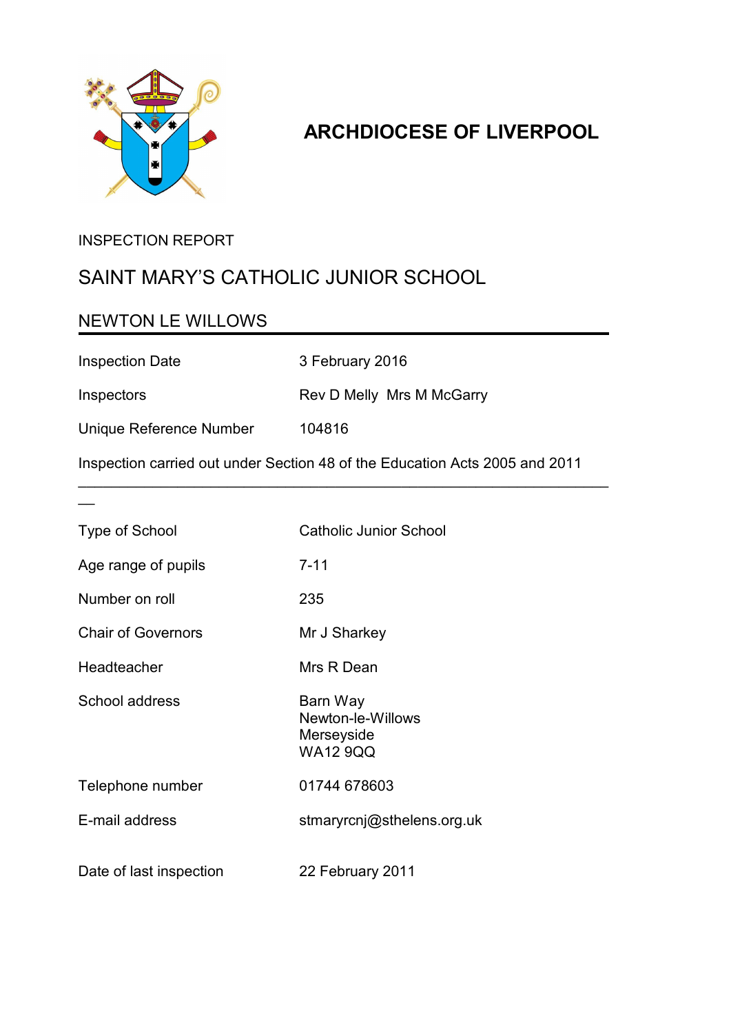# ARCHDIOCESE OF LIVERPOOL

INSPECTION REPORT

## SAINT MARY'S CATHOLIC JUNIOR SCHOOL

## NEWTON LE WILLOWS

| | |
|---|---|
| Inspection Date | 3 February 2016 |
| Inspectors | Rev D Melly  Mrs M McGarry |
| Unique Reference Number | 104816 |

Inspection carried out under Section 48 of the Education Acts 2005 and 2011

---

| | |
|---|---|
| Type of School | Catholic Junior School |
| Age range of pupils | 7-11 |
| Number on roll | 235 |
| Chair of Governors | Mr J Sharkey |
| Headteacher | Mrs R Dean |
| School address | Barn Way<br>Newton-le-Willows<br>Merseyside<br>WA12 9QQ |
| Telephone number | 01744 678603 |
| E-mail address | stmaryrcnj@sthelens.org.uk |
| Date of last inspection | 22 February 2011 |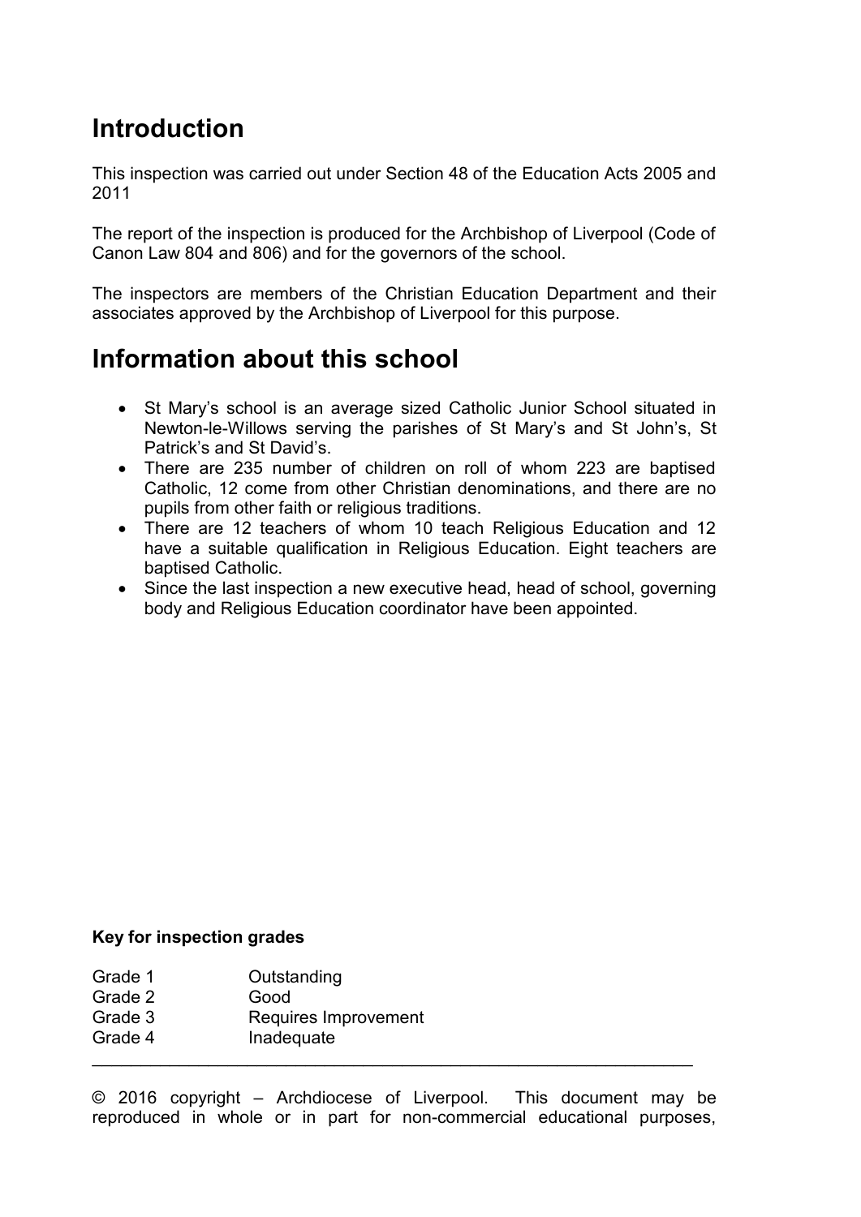## Introduction

This inspection was carried out under Section 48 of the Education Acts 2005 and 2011

The report of the inspection is produced for the Archbishop of Liverpool (Code of Canon Law 804 and 806) and for the governors of the school.

The inspectors are members of the Christian Education Department and their associates approved by the Archbishop of Liverpool for this purpose.

## Information about this school

- St Mary's school is an average sized Catholic Junior School situated in Newton-le-Willows serving the parishes of St Mary's and St John's, St Patrick's and St David's.
- There are 235 number of children on roll of whom 223 are baptised Catholic, 12 come from other Christian denominations, and there are no pupils from other faith or religious traditions.
- There are 12 teachers of whom 10 teach Religious Education and 12 have a suitable qualification in Religious Education. Eight teachers are baptised Catholic.
- Since the last inspection a new executive head, head of school, governing body and Religious Education coordinator have been appointed.

**Key for inspection grades**

| | |
|---|---|
| Grade 1 | Outstanding |
| Grade 2 | Good |
| Grade 3 | Requires Improvement |
| Grade 4 | Inadequate |

© 2016 copyright – Archdiocese of Liverpool. This document may be reproduced in whole or in part for non-commercial educational purposes,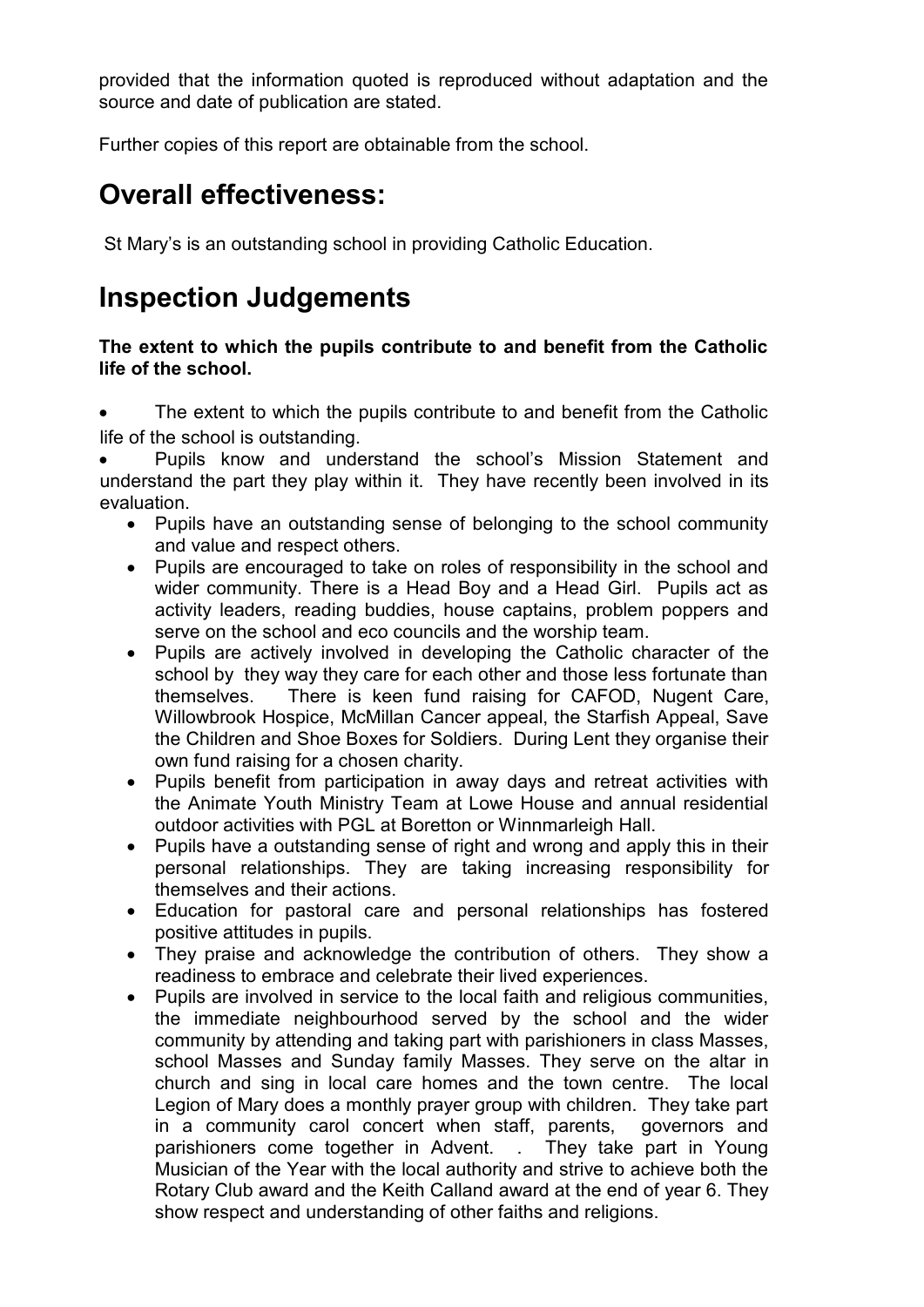provided that the information quoted is reproduced without adaptation and the source and date of publication are stated.

Further copies of this report are obtainable from the school.

# Overall effectiveness:

St Mary's is an outstanding school in providing Catholic Education.

# Inspection Judgements

**The extent to which the pupils contribute to and benefit from the Catholic life of the school.**

- The extent to which the pupils contribute to and benefit from the Catholic life of the school is outstanding.
- Pupils know and understand the school's Mission Statement and understand the part they play within it. They have recently been involved in its evaluation.
- Pupils have an outstanding sense of belonging to the school community and value and respect others.
- Pupils are encouraged to take on roles of responsibility in the school and wider community. There is a Head Boy and a Head Girl. Pupils act as activity leaders, reading buddies, house captains, problem poppers and serve on the school and eco councils and the worship team.
- Pupils are actively involved in developing the Catholic character of the school by they way they care for each other and those less fortunate than themselves. There is keen fund raising for CAFOD, Nugent Care, Willowbrook Hospice, McMillan Cancer appeal, the Starfish Appeal, Save the Children and Shoe Boxes for Soldiers. During Lent they organise their own fund raising for a chosen charity.
- Pupils benefit from participation in away days and retreat activities with the Animate Youth Ministry Team at Lowe House and annual residential outdoor activities with PGL at Boretton or Winnmarleigh Hall.
- Pupils have a outstanding sense of right and wrong and apply this in their personal relationships. They are taking increasing responsibility for themselves and their actions.
- Education for pastoral care and personal relationships has fostered positive attitudes in pupils.
- They praise and acknowledge the contribution of others. They show a readiness to embrace and celebrate their lived experiences.
- Pupils are involved in service to the local faith and religious communities, the immediate neighbourhood served by the school and the wider community by attending and taking part with parishioners in class Masses, school Masses and Sunday family Masses. They serve on the altar in church and sing in local care homes and the town centre. The local Legion of Mary does a monthly prayer group with children. They take part in a community carol concert when staff, parents, governors and parishioners come together in Advent. . They take part in Young Musician of the Year with the local authority and strive to achieve both the Rotary Club award and the Keith Calland award at the end of year 6. They show respect and understanding of other faiths and religions.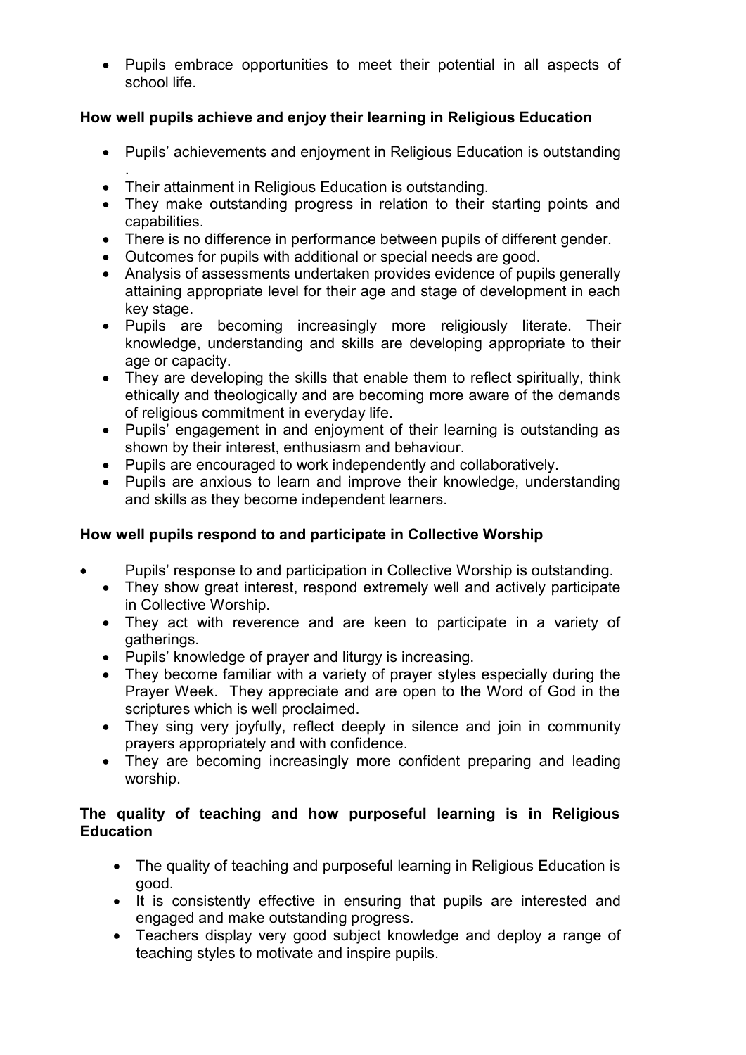- Pupils embrace opportunities to meet their potential in all aspects of school life.

**How well pupils achieve and enjoy their learning in Religious Education**

- Pupils' achievements and enjoyment in Religious Education is outstanding .
- Their attainment in Religious Education is outstanding.
- They make outstanding progress in relation to their starting points and capabilities.
- There is no difference in performance between pupils of different gender.
- Outcomes for pupils with additional or special needs are good.
- Analysis of assessments undertaken provides evidence of pupils generally attaining appropriate level for their age and stage of development in each key stage.
- Pupils are becoming increasingly more religiously literate. Their knowledge, understanding and skills are developing appropriate to their age or capacity.
- They are developing the skills that enable them to reflect spiritually, think ethically and theologically and are becoming more aware of the demands of religious commitment in everyday life.
- Pupils' engagement in and enjoyment of their learning is outstanding as shown by their interest, enthusiasm and behaviour.
- Pupils are encouraged to work independently and collaboratively.
- Pupils are anxious to learn and improve their knowledge, understanding and skills as they become independent learners.

**How well pupils respond to and participate in Collective Worship**

- Pupils' response to and participation in Collective Worship is outstanding.
- They show great interest, respond extremely well and actively participate in Collective Worship.
- They act with reverence and are keen to participate in a variety of gatherings.
- Pupils' knowledge of prayer and liturgy is increasing.
- They become familiar with a variety of prayer styles especially during the Prayer Week. They appreciate and are open to the Word of God in the scriptures which is well proclaimed.
- They sing very joyfully, reflect deeply in silence and join in community prayers appropriately and with confidence.
- They are becoming increasingly more confident preparing and leading worship.

**The quality of teaching and how purposeful learning is in Religious Education**

- The quality of teaching and purposeful learning in Religious Education is good.
- It is consistently effective in ensuring that pupils are interested and engaged and make outstanding progress.
- Teachers display very good subject knowledge and deploy a range of teaching styles to motivate and inspire pupils.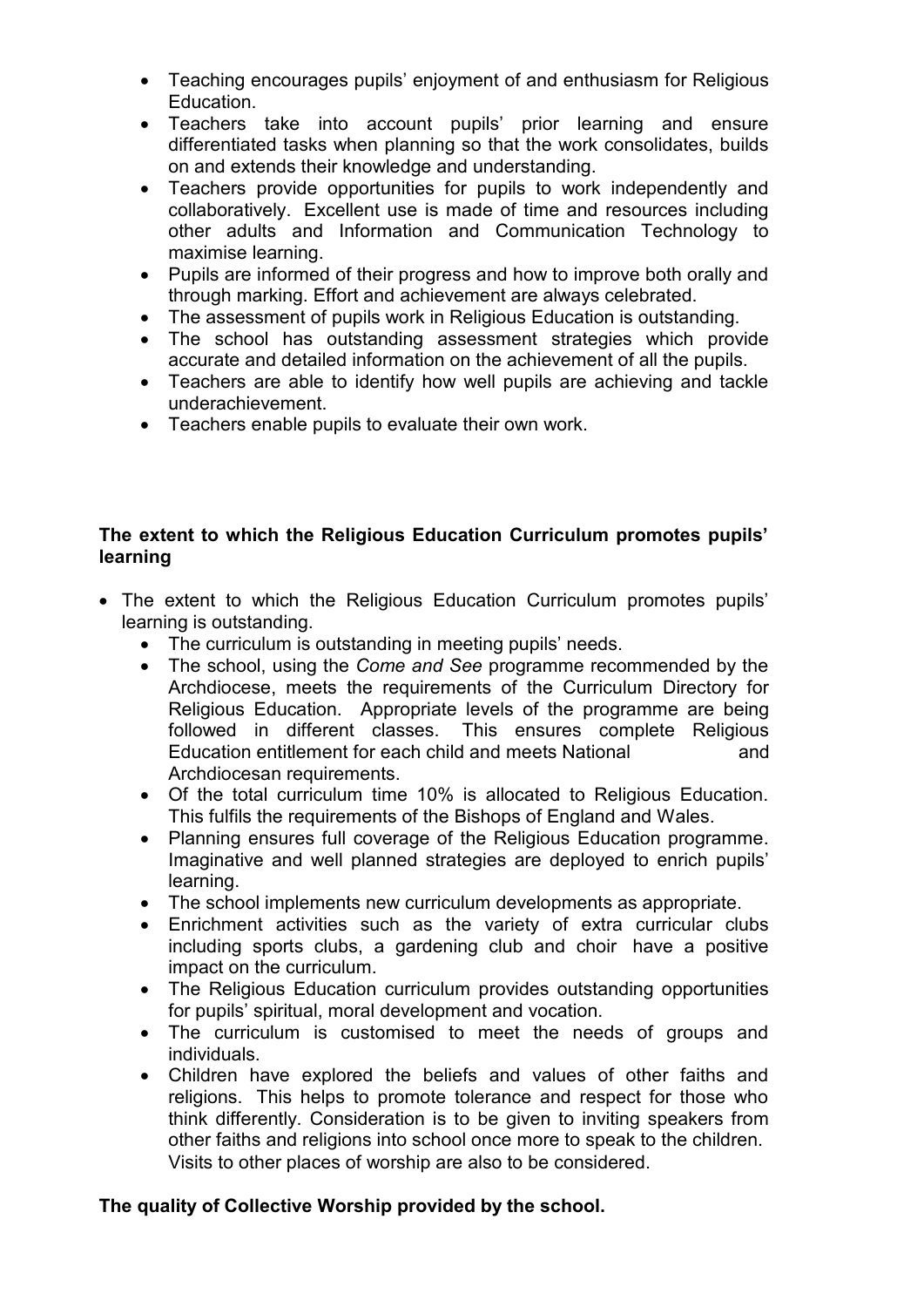- Teaching encourages pupils' enjoyment of and enthusiasm for Religious Education.
- Teachers take into account pupils' prior learning and ensure differentiated tasks when planning so that the work consolidates, builds on and extends their knowledge and understanding.
- Teachers provide opportunities for pupils to work independently and collaboratively. Excellent use is made of time and resources including other adults and Information and Communication Technology to maximise learning.
- Pupils are informed of their progress and how to improve both orally and through marking. Effort and achievement are always celebrated.
- The assessment of pupils work in Religious Education is outstanding.
- The school has outstanding assessment strategies which provide accurate and detailed information on the achievement of all the pupils.
- Teachers are able to identify how well pupils are achieving and tackle underachievement.
- Teachers enable pupils to evaluate their own work.

**The extent to which the Religious Education Curriculum promotes pupils' learning**

- The extent to which the Religious Education Curriculum promotes pupils' learning is outstanding.
    - The curriculum is outstanding in meeting pupils' needs.
    - The school, using the *Come and See* programme recommended by the Archdiocese, meets the requirements of the Curriculum Directory for Religious Education. Appropriate levels of the programme are being followed in different classes. This ensures complete Religious Education entitlement for each child and meets National and Archdiocesan requirements.
    - Of the total curriculum time 10% is allocated to Religious Education. This fulfils the requirements of the Bishops of England and Wales.
    - Planning ensures full coverage of the Religious Education programme. Imaginative and well planned strategies are deployed to enrich pupils' learning.
    - The school implements new curriculum developments as appropriate.
    - Enrichment activities such as the variety of extra curricular clubs including sports clubs, a gardening club and choir have a positive impact on the curriculum.
    - The Religious Education curriculum provides outstanding opportunities for pupils' spiritual, moral development and vocation.
    - The curriculum is customised to meet the needs of groups and individuals.
    - Children have explored the beliefs and values of other faiths and religions. This helps to promote tolerance and respect for those who think differently. Consideration is to be given to inviting speakers from other faiths and religions into school once more to speak to the children. Visits to other places of worship are also to be considered.

**The quality of Collective Worship provided by the school.**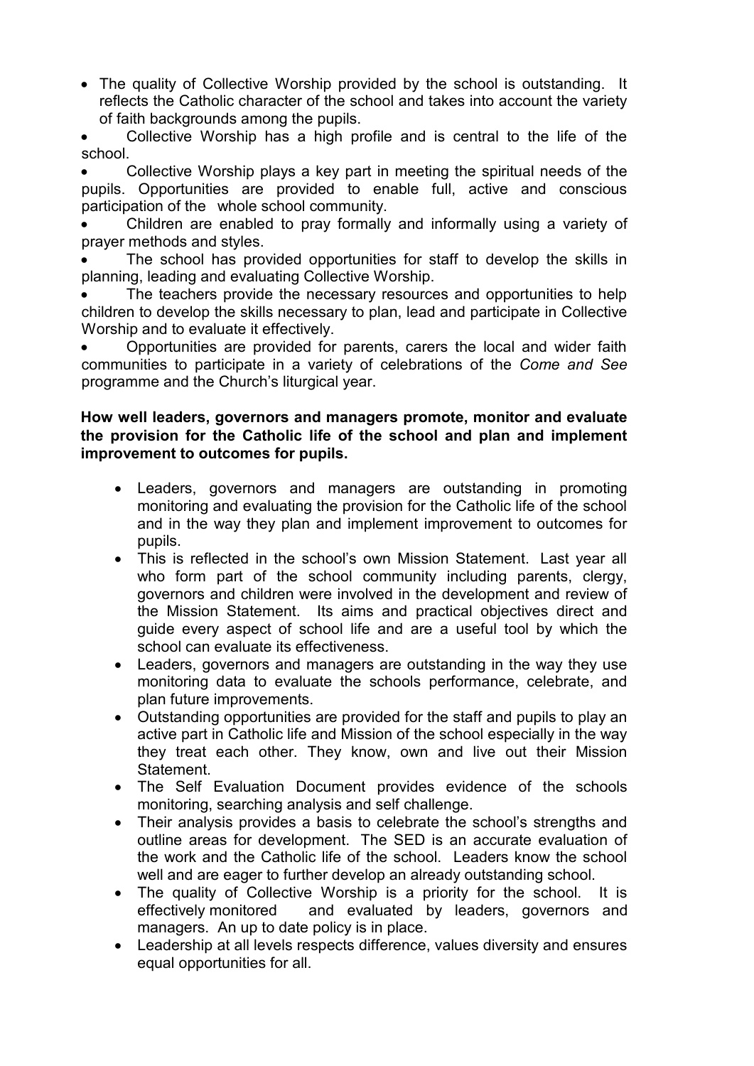- The quality of Collective Worship provided by the school is outstanding. It reflects the Catholic character of the school and takes into account the variety of faith backgrounds among the pupils.
- Collective Worship has a high profile and is central to the life of the school.
- Collective Worship plays a key part in meeting the spiritual needs of the pupils. Opportunities are provided to enable full, active and conscious participation of the whole school community.
- Children are enabled to pray formally and informally using a variety of prayer methods and styles.
- The school has provided opportunities for staff to develop the skills in planning, leading and evaluating Collective Worship.
- The teachers provide the necessary resources and opportunities to help children to develop the skills necessary to plan, lead and participate in Collective Worship and to evaluate it effectively.
- Opportunities are provided for parents, carers the local and wider faith communities to participate in a variety of celebrations of the *Come and See* programme and the Church's liturgical year.

**How well leaders, governors and managers promote, monitor and evaluate the provision for the Catholic life of the school and plan and implement improvement to outcomes for pupils.**

- Leaders, governors and managers are outstanding in promoting monitoring and evaluating the provision for the Catholic life of the school and in the way they plan and implement improvement to outcomes for pupils.
- This is reflected in the school's own Mission Statement. Last year all who form part of the school community including parents, clergy, governors and children were involved in the development and review of the Mission Statement. Its aims and practical objectives direct and guide every aspect of school life and are a useful tool by which the school can evaluate its effectiveness.
- Leaders, governors and managers are outstanding in the way they use monitoring data to evaluate the schools performance, celebrate, and plan future improvements.
- Outstanding opportunities are provided for the staff and pupils to play an active part in Catholic life and Mission of the school especially in the way they treat each other. They know, own and live out their Mission Statement.
- The Self Evaluation Document provides evidence of the schools monitoring, searching analysis and self challenge.
- Their analysis provides a basis to celebrate the school's strengths and outline areas for development. The SED is an accurate evaluation of the work and the Catholic life of the school. Leaders know the school well and are eager to further develop an already outstanding school.
- The quality of Collective Worship is a priority for the school. It is effectively monitored and evaluated by leaders, governors and managers. An up to date policy is in place.
- Leadership at all levels respects difference, values diversity and ensures equal opportunities for all.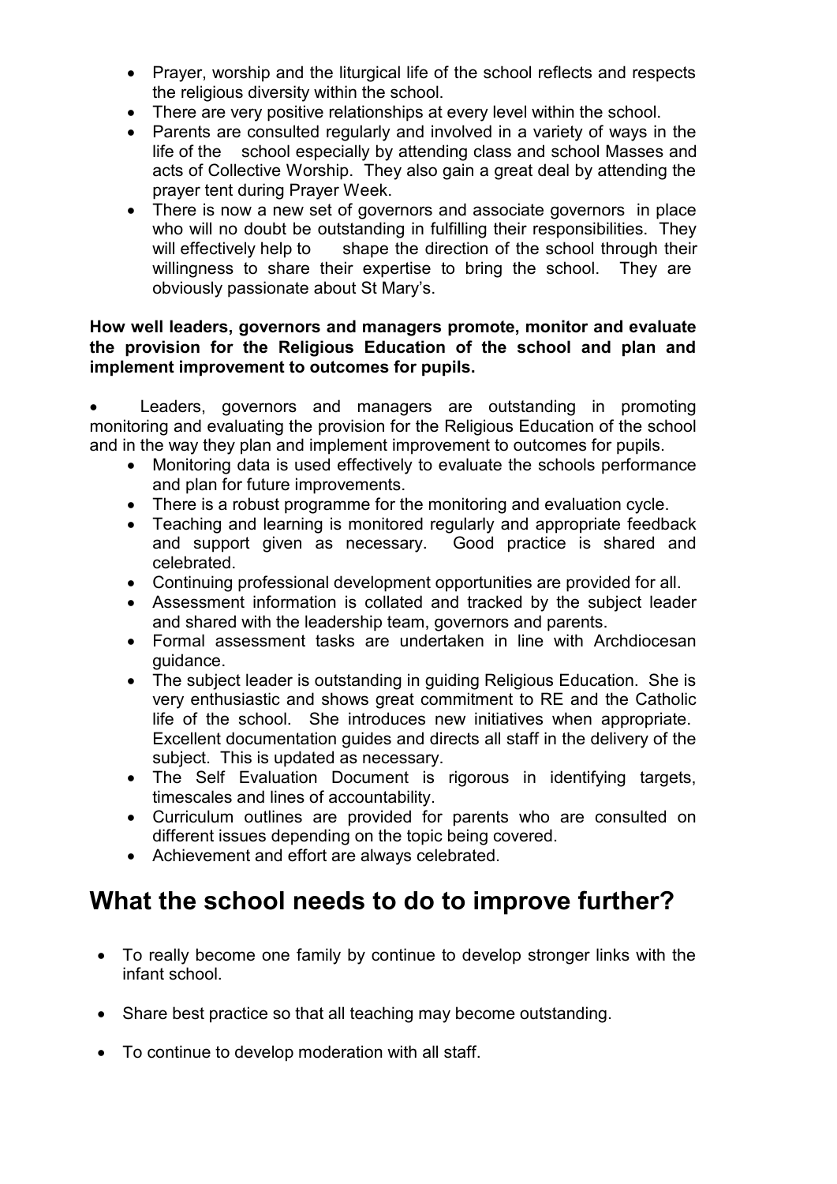- Prayer, worship and the liturgical life of the school reflects and respects the religious diversity within the school.
- There are very positive relationships at every level within the school.
- Parents are consulted regularly and involved in a variety of ways in the life of the school especially by attending class and school Masses and acts of Collective Worship. They also gain a great deal by attending the prayer tent during Prayer Week.
- There is now a new set of governors and associate governors in place who will no doubt be outstanding in fulfilling their responsibilities. They will effectively help to shape the direction of the school through their willingness to share their expertise to bring the school. They are obviously passionate about St Mary's.

**How well leaders, governors and managers promote, monitor and evaluate the provision for the Religious Education of the school and plan and implement improvement to outcomes for pupils.**

- Leaders, governors and managers are outstanding in promoting monitoring and evaluating the provision for the Religious Education of the school and in the way they plan and implement improvement to outcomes for pupils.
  - Monitoring data is used effectively to evaluate the schools performance and plan for future improvements.
  - There is a robust programme for the monitoring and evaluation cycle.
  - Teaching and learning is monitored regularly and appropriate feedback and support given as necessary. Good practice is shared and celebrated.
  - Continuing professional development opportunities are provided for all.
  - Assessment information is collated and tracked by the subject leader and shared with the leadership team, governors and parents.
  - Formal assessment tasks are undertaken in line with Archdiocesan guidance.
  - The subject leader is outstanding in guiding Religious Education. She is very enthusiastic and shows great commitment to RE and the Catholic life of the school. She introduces new initiatives when appropriate. Excellent documentation guides and directs all staff in the delivery of the subject. This is updated as necessary.
  - The Self Evaluation Document is rigorous in identifying targets, timescales and lines of accountability.
  - Curriculum outlines are provided for parents who are consulted on different issues depending on the topic being covered.
  - Achievement and effort are always celebrated.

# What the school needs to do to improve further?

- To really become one family by continue to develop stronger links with the infant school.
- Share best practice so that all teaching may become outstanding.
- To continue to develop moderation with all staff.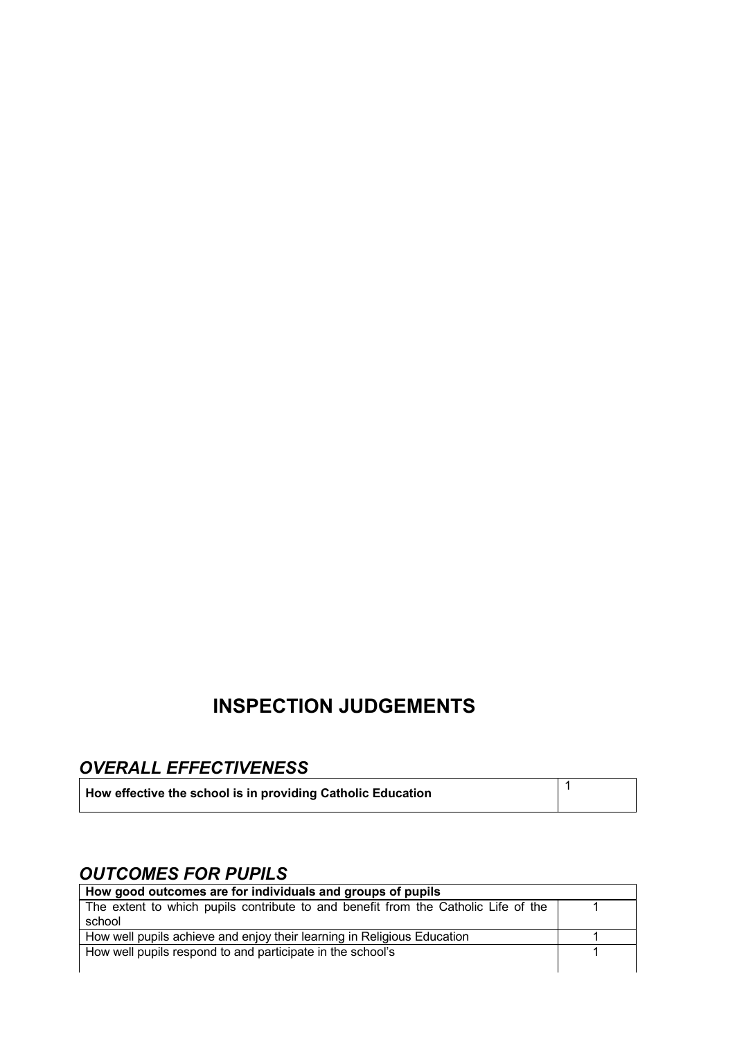# INSPECTION JUDGEMENTS

## *OVERALL EFFECTIVENESS*

| **How effective the school is in providing Catholic Education** | 1 |
|---|---|

## *OUTCOMES FOR PUPILS*

| **How good outcomes are for individuals and groups of pupils** | |
|---|---|
| The extent to which pupils contribute to and benefit from the Catholic Life of the school | 1 |
| How well pupils achieve and enjoy their learning in Religious Education | 1 |
| How well pupils respond to and participate in the school's | 1 |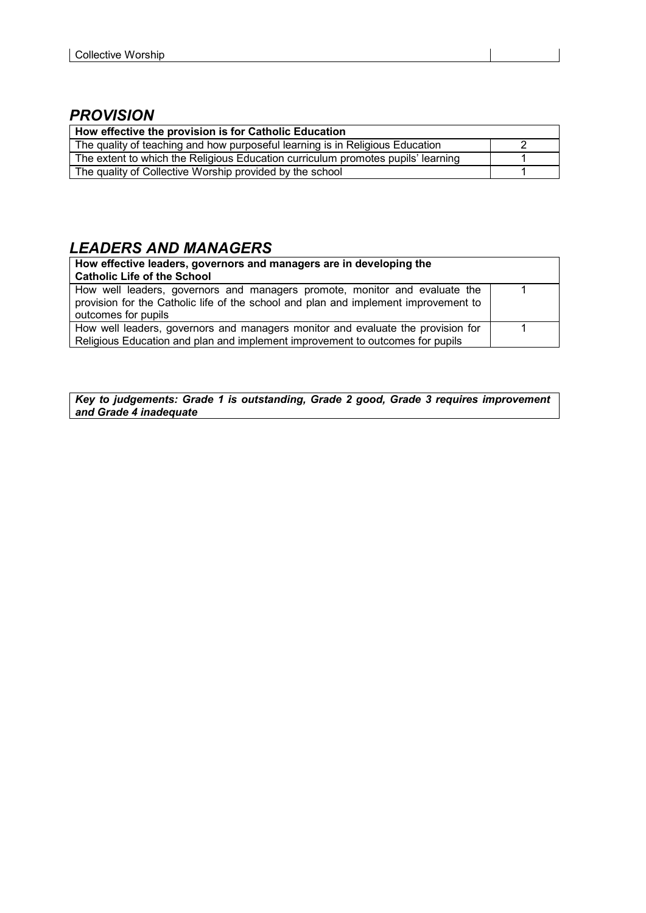| | |
|---|---|
| Collective Worship | |

## *PROVISION*

| How effective the provision is for Catholic Education | |
|---|---|
| The quality of teaching and how purposeful learning is in Religious Education | 2 |
| The extent to which the Religious Education curriculum promotes pupils' learning | 1 |
| The quality of Collective Worship provided by the school | 1 |

## *LEADERS AND MANAGERS*

| How effective leaders, governors and managers are in developing the Catholic Life of the School | |
|---|---|
| How well leaders, governors and managers promote, monitor and evaluate the provision for the Catholic life of the school and plan and implement improvement to outcomes for pupils | 1 |
| How well leaders, governors and managers monitor and evaluate the provision for Religious Education and plan and implement improvement to outcomes for pupils | 1 |

***Key to judgements: Grade 1 is outstanding, Grade 2 good, Grade 3 requires improvement and Grade 4 inadequate***